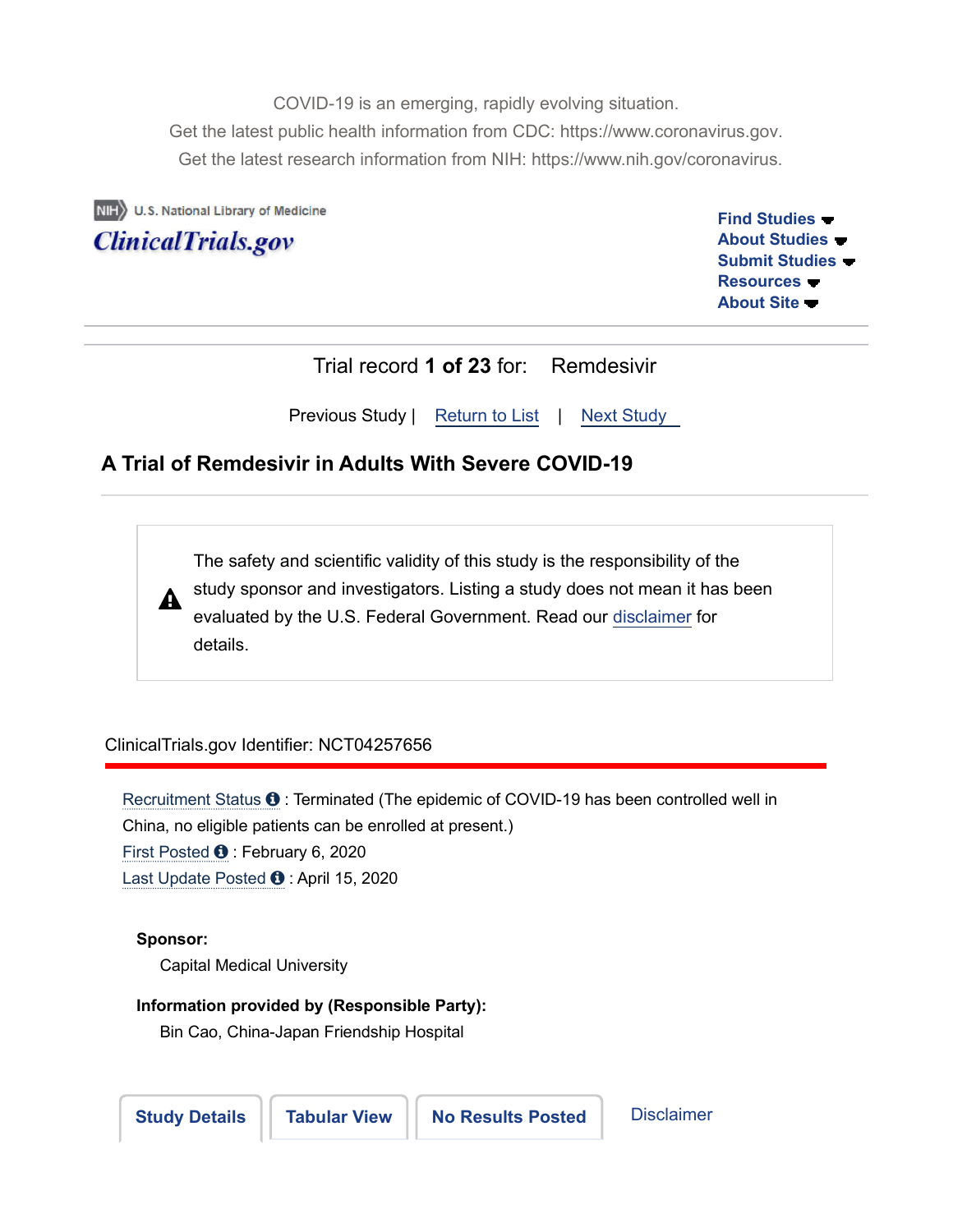COVID-19 is an emerging, rapidly evolving situation.

Get the latest public health information from CDC: https://www.coronavirus.gov.

Get the latest research information from NIH: https://www.nih.gov/coronavirus.

U.S. National Library of Medicine

ClinicalTrials.gov

Find Studies
About Studies
Submit Studies
Resources
About Site

Trial record **1 of 23** for: Remdesivir

Previous Study | Return to List | Next Study

## A Trial of Remdesivir in Adults With Severe COVID-19

The safety and scientific validity of this study is the responsibility of the study sponsor and investigators. Listing a study does not mean it has been evaluated by the U.S. Federal Government. Read our disclaimer for details.

ClinicalTrials.gov Identifier: NCT04257656

Recruitment Status : Terminated (The epidemic of COVID-19 has been controlled well in China, no eligible patients can be enrolled at present.)

First Posted : February 6, 2020

Last Update Posted : April 15, 2020

**Sponsor:**

Capital Medical University

**Information provided by (Responsible Party):**

Bin Cao, China-Japan Friendship Hospital

**Study Details** | **Tabular View** | **No Results Posted** | Disclaimer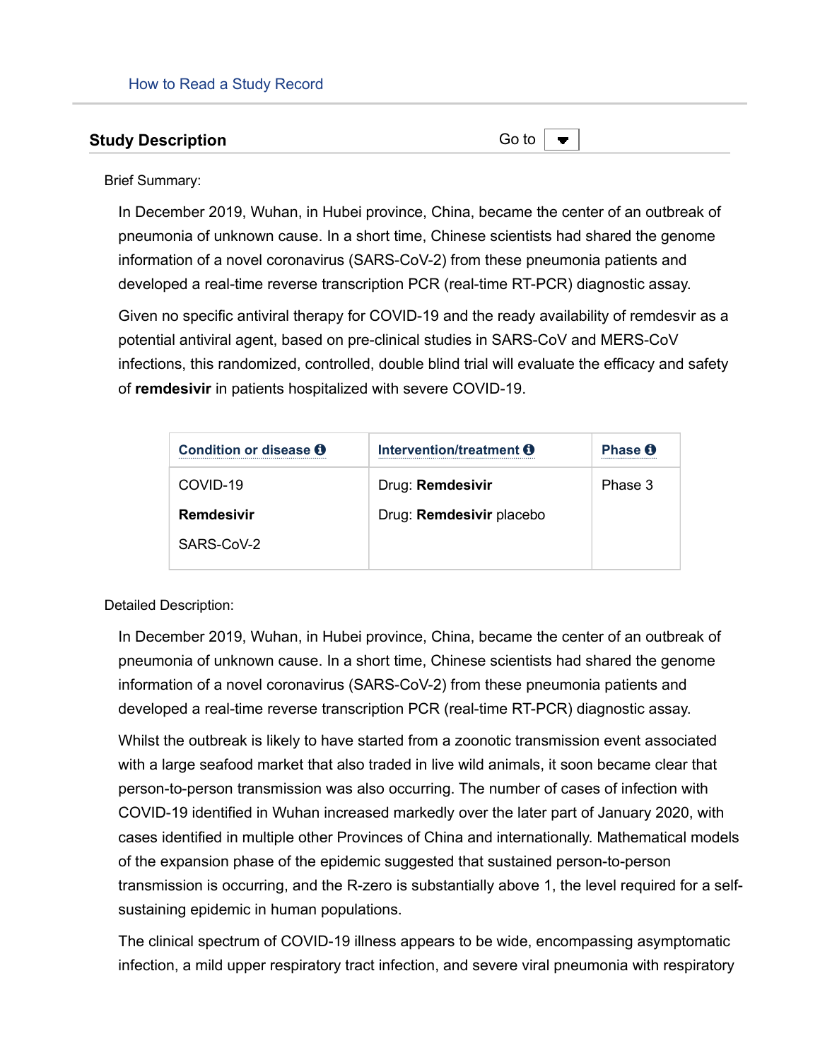How to Read a Study Record

## Study Description

Brief Summary:

In December 2019, Wuhan, in Hubei province, China, became the center of an outbreak of pneumonia of unknown cause. In a short time, Chinese scientists had shared the genome information of a novel coronavirus (SARS-CoV-2) from these pneumonia patients and developed a real-time reverse transcription PCR (real-time RT-PCR) diagnostic assay.

Given no specific antiviral therapy for COVID-19 and the ready availability of remdesivir as a potential antiviral agent, based on pre-clinical studies in SARS-CoV and MERS-CoV infections, this randomized, controlled, double blind trial will evaluate the efficacy and safety of **remdesivir** in patients hospitalized with severe COVID-19.

| Condition or disease | Intervention/treatment | Phase |
| --- | --- | --- |
| COVID-19<br>**Remdesivir**<br>SARS-CoV-2 | Drug: **Remdesivir**<br>Drug: **Remdesivir** placebo | Phase 3 |

Detailed Description:

In December 2019, Wuhan, in Hubei province, China, became the center of an outbreak of pneumonia of unknown cause. In a short time, Chinese scientists had shared the genome information of a novel coronavirus (SARS-CoV-2) from these pneumonia patients and developed a real-time reverse transcription PCR (real-time RT-PCR) diagnostic assay.

Whilst the outbreak is likely to have started from a zoonotic transmission event associated with a large seafood market that also traded in live wild animals, it soon became clear that person-to-person transmission was also occurring. The number of cases of infection with COVID-19 identified in Wuhan increased markedly over the later part of January 2020, with cases identified in multiple other Provinces of China and internationally. Mathematical models of the expansion phase of the epidemic suggested that sustained person-to-person transmission is occurring, and the R-zero is substantially above 1, the level required for a self-sustaining epidemic in human populations.

The clinical spectrum of COVID-19 illness appears to be wide, encompassing asymptomatic infection, a mild upper respiratory tract infection, and severe viral pneumonia with respiratory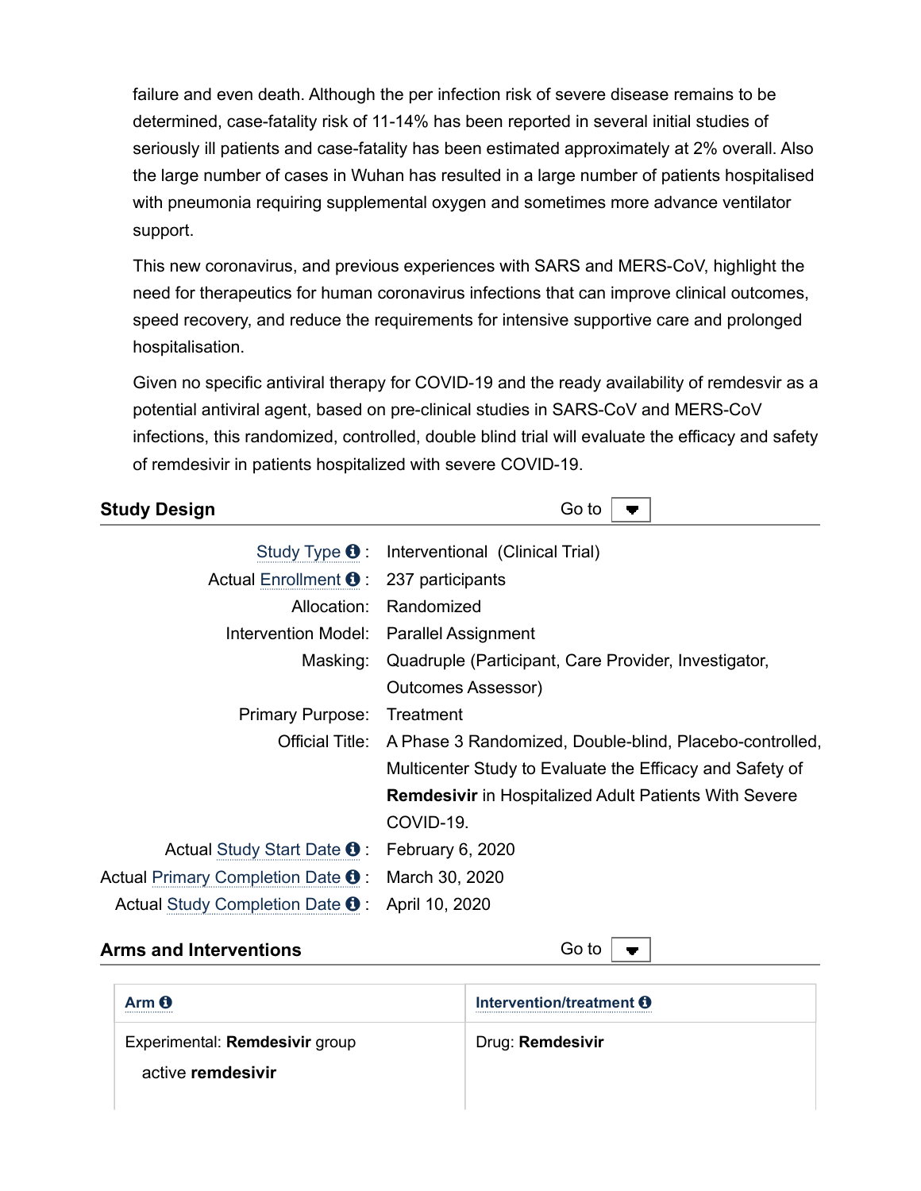failure and even death. Although the per infection risk of severe disease remains to be determined, case-fatality risk of 11-14% has been reported in several initial studies of seriously ill patients and case-fatality has been estimated approximately at 2% overall. Also the large number of cases in Wuhan has resulted in a large number of patients hospitalised with pneumonia requiring supplemental oxygen and sometimes more advance ventilator support.

This new coronavirus, and previous experiences with SARS and MERS-CoV, highlight the need for therapeutics for human coronavirus infections that can improve clinical outcomes, speed recovery, and reduce the requirements for intensive supportive care and prolonged hospitalisation.

Given no specific antiviral therapy for COVID-19 and the ready availability of remdesvir as a potential antiviral agent, based on pre-clinical studies in SARS-CoV and MERS-CoV infections, this randomized, controlled, double blind trial will evaluate the efficacy and safety of remdesivir in patients hospitalized with severe COVID-19.

## Study Design

| | |
|---|---|
| Study Type : | Interventional (Clinical Trial) |
| Actual Enrollment : | 237 participants |
| Allocation: | Randomized |
| Intervention Model: | Parallel Assignment |
| Masking: | Quadruple (Participant, Care Provider, Investigator, Outcomes Assessor) |
| Primary Purpose: | Treatment |
| Official Title: | A Phase 3 Randomized, Double-blind, Placebo-controlled, Multicenter Study to Evaluate the Efficacy and Safety of **Remdesivir** in Hospitalized Adult Patients With Severe COVID-19. |
| Actual Study Start Date : | February 6, 2020 |
| Actual Primary Completion Date : | March 30, 2020 |
| Actual Study Completion Date : | April 10, 2020 |

## Arms and Interventions

| Arm | Intervention/treatment |
|---|---|
| Experimental: **Remdesivir** group<br>active **remdesivir** | Drug: **Remdesivir** |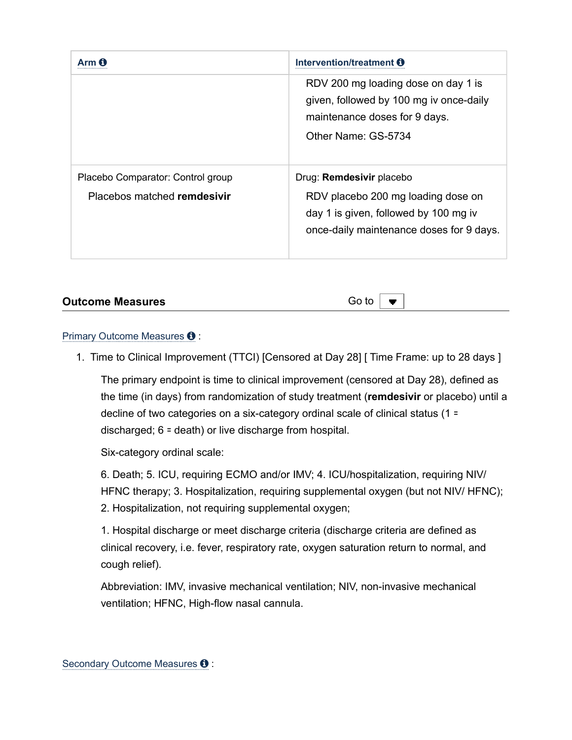| **Arm** | **Intervention/treatment** |
| --- | --- |
| | RDV 200 mg loading dose on day 1 is given, followed by 100 mg iv once-daily maintenance doses for 9 days.<br>Other Name: GS-5734 |
| Placebo Comparator: Control group<br>Placebos matched **remdesivir** | Drug: **Remdesivir** placebo<br>RDV placebo 200 mg loading dose on day 1 is given, followed by 100 mg iv once-daily maintenance doses for 9 days. |

## Outcome Measures

**Primary Outcome Measures :**

1. Time to Clinical Improvement (TTCI) [Censored at Day 28] [ Time Frame: up to 28 days ]

   The primary endpoint is time to clinical improvement (censored at Day 28), defined as the time (in days) from randomization of study treatment (**remdesivir** or placebo) until a decline of two categories on a six-category ordinal scale of clinical status (1 = discharged; 6 = death) or live discharge from hospital.

   Six-category ordinal scale:

   6. Death; 5. ICU, requiring ECMO and/or IMV; 4. ICU/hospitalization, requiring NIV/ HFNC therapy; 3. Hospitalization, requiring supplemental oxygen (but not NIV/ HFNC); 2. Hospitalization, not requiring supplemental oxygen;

   1. Hospital discharge or meet discharge criteria (discharge criteria are defined as clinical recovery, i.e. fever, respiratory rate, oxygen saturation return to normal, and cough relief).

   Abbreviation: IMV, invasive mechanical ventilation; NIV, non-invasive mechanical ventilation; HFNC, High-flow nasal cannula.

**Secondary Outcome Measures :**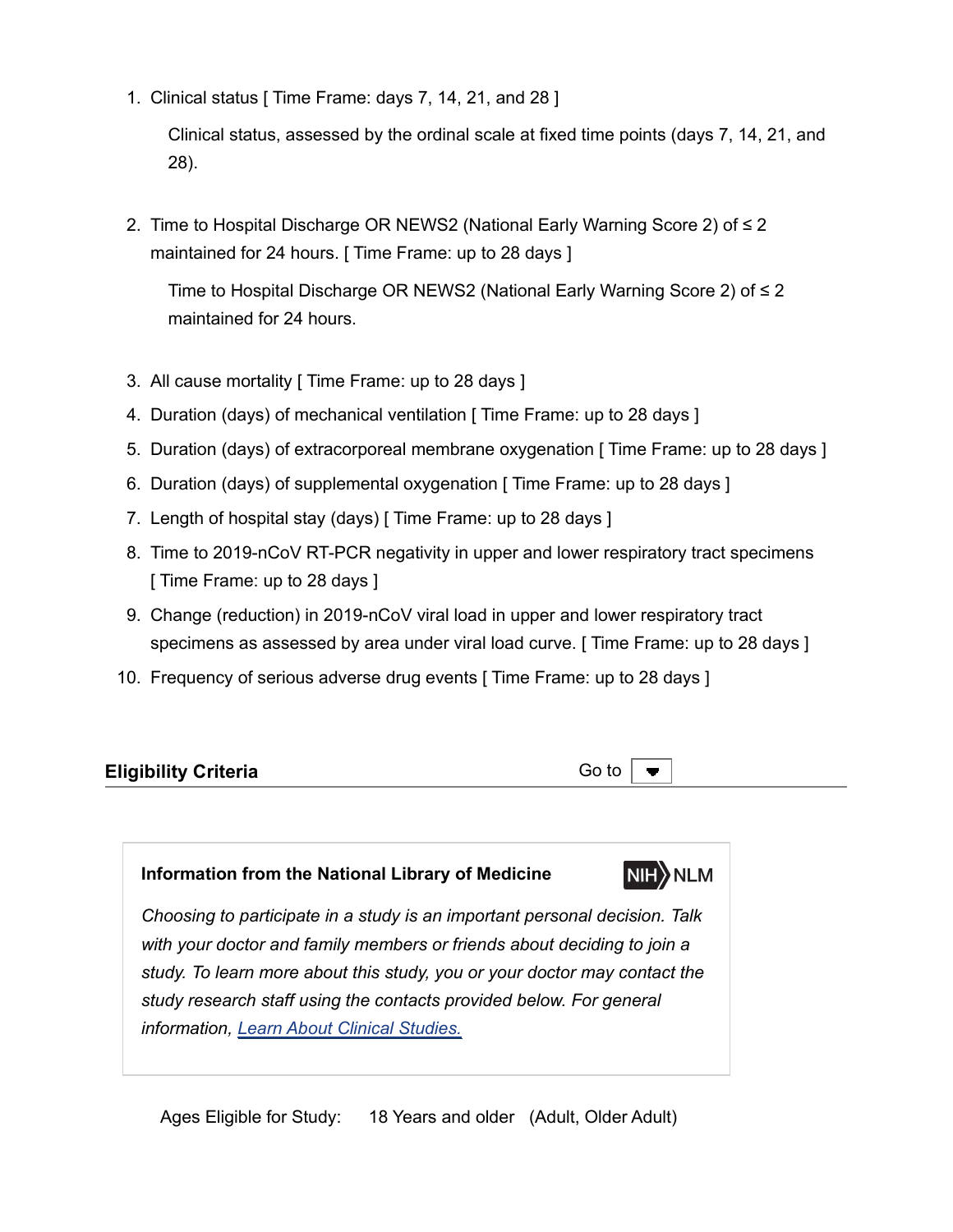1. Clinical status [ Time Frame: days 7, 14, 21, and 28 ]

   Clinical status, assessed by the ordinal scale at fixed time points (days 7, 14, 21, and 28).

2. Time to Hospital Discharge OR NEWS2 (National Early Warning Score 2) of ≤ 2 maintained for 24 hours. [ Time Frame: up to 28 days ]

   Time to Hospital Discharge OR NEWS2 (National Early Warning Score 2) of ≤ 2 maintained for 24 hours.

3. All cause mortality [ Time Frame: up to 28 days ]
4. Duration (days) of mechanical ventilation [ Time Frame: up to 28 days ]
5. Duration (days) of extracorporeal membrane oxygenation [ Time Frame: up to 28 days ]
6. Duration (days) of supplemental oxygenation [ Time Frame: up to 28 days ]
7. Length of hospital stay (days) [ Time Frame: up to 28 days ]
8. Time to 2019-nCoV RT-PCR negativity in upper and lower respiratory tract specimens [ Time Frame: up to 28 days ]
9. Change (reduction) in 2019-nCoV viral load in upper and lower respiratory tract specimens as assessed by area under viral load curve. [ Time Frame: up to 28 days ]
10. Frequency of serious adverse drug events [ Time Frame: up to 28 days ]

## Eligibility Criteria

**Information from the National Library of Medicine**

*Choosing to participate in a study is an important personal decision. Talk with your doctor and family members or friends about deciding to join a study. To learn more about this study, you or your doctor may contact the study research staff using the contacts provided below. For general information, Learn About Clinical Studies.*

Ages Eligible for Study: 18 Years and older (Adult, Older Adult)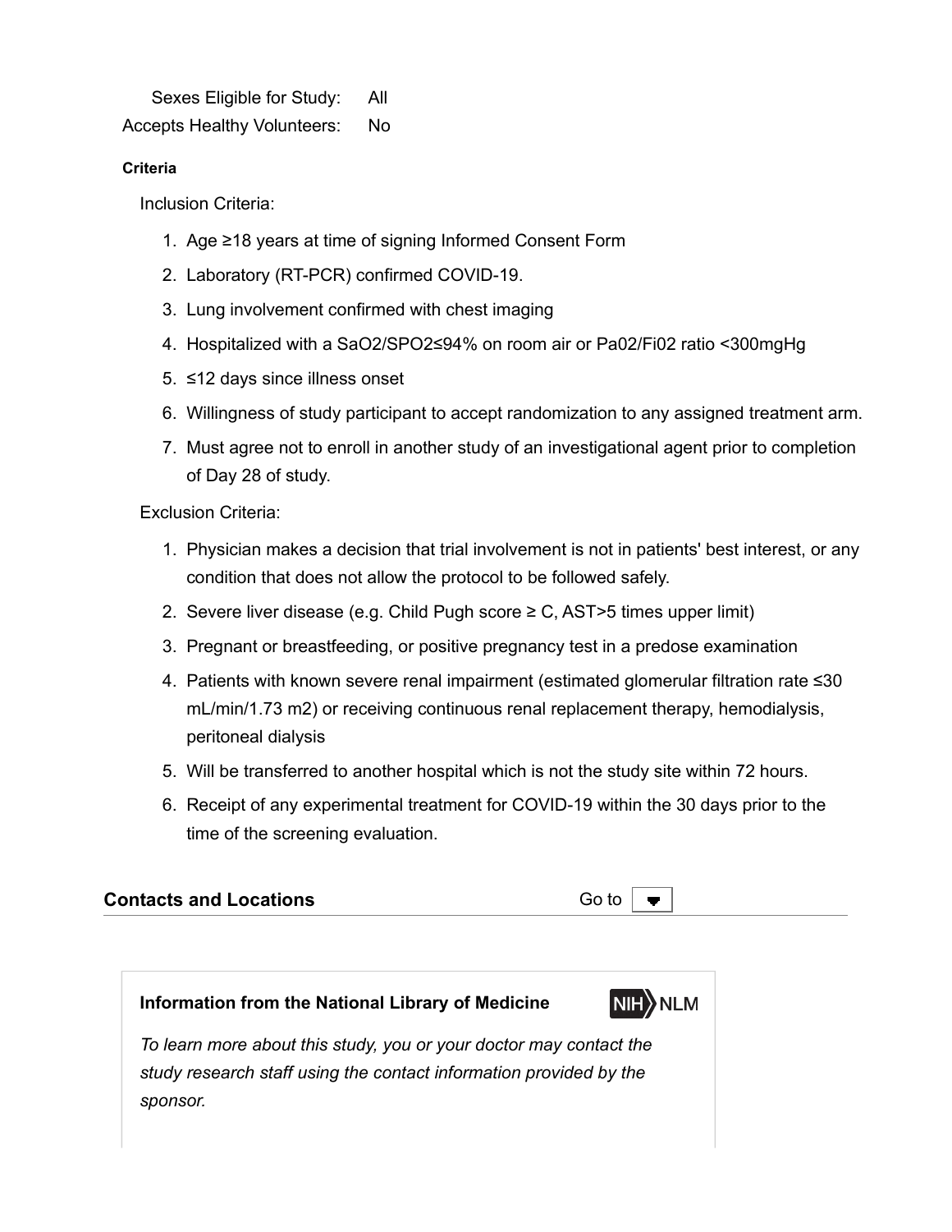Sexes Eligible for Study: All
Accepts Healthy Volunteers: No

**Criteria**

Inclusion Criteria:

1. Age ≥18 years at time of signing Informed Consent Form
2. Laboratory (RT-PCR) confirmed COVID-19.
3. Lung involvement confirmed with chest imaging
4. Hospitalized with a SaO2/SPO2≤94% on room air or Pa02/Fi02 ratio <300mgHg
5. ≤12 days since illness onset
6. Willingness of study participant to accept randomization to any assigned treatment arm.
7. Must agree not to enroll in another study of an investigational agent prior to completion of Day 28 of study.

Exclusion Criteria:

1. Physician makes a decision that trial involvement is not in patients' best interest, or any condition that does not allow the protocol to be followed safely.
2. Severe liver disease (e.g. Child Pugh score ≥ C, AST>5 times upper limit)
3. Pregnant or breastfeeding, or positive pregnancy test in a predose examination
4. Patients with known severe renal impairment (estimated glomerular filtration rate ≤30 mL/min/1.73 m2) or receiving continuous renal replacement therapy, hemodialysis, peritoneal dialysis
5. Will be transferred to another hospital which is not the study site within 72 hours.
6. Receipt of any experimental treatment for COVID-19 within the 30 days prior to the time of the screening evaluation.

## Contacts and Locations

**Information from the National Library of Medicine**

*To learn more about this study, you or your doctor may contact the study research staff using the contact information provided by the sponsor.*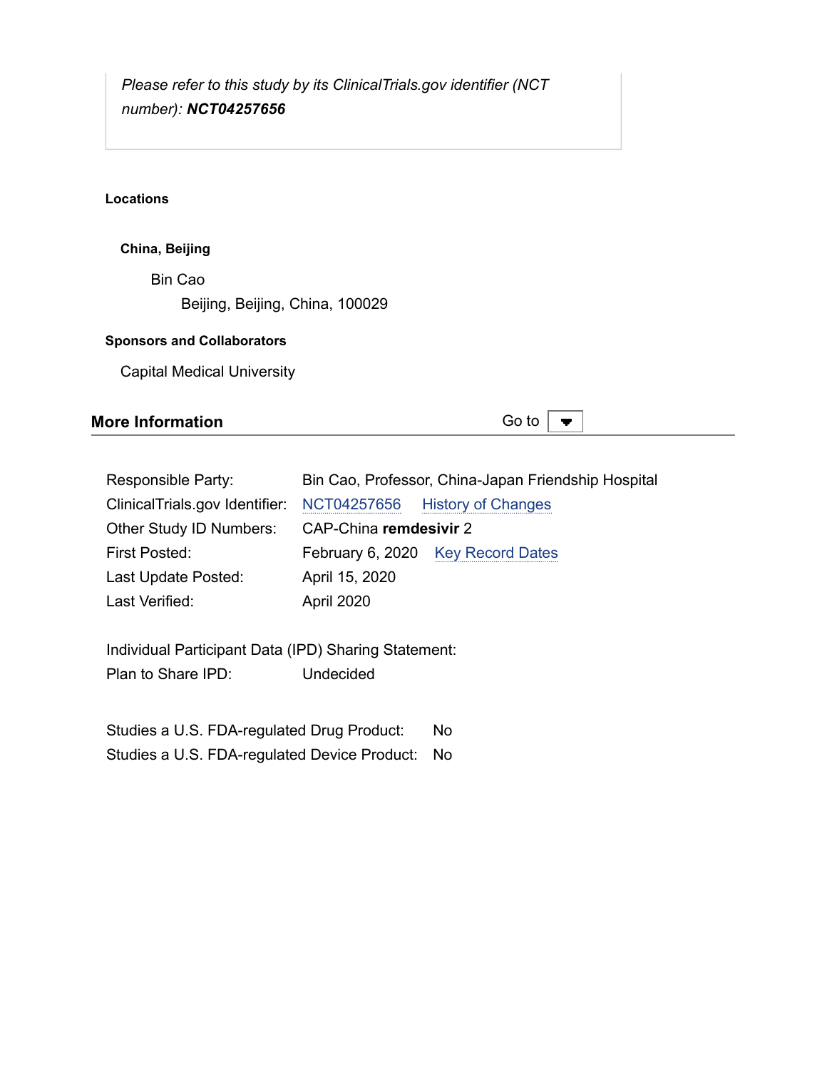*Please refer to this study by its ClinicalTrials.gov identifier (NCT number): **NCT04257656***

### Locations

**China, Beijing**

Bin Cao
Beijing, Beijing, China, 100029

### Sponsors and Collaborators

Capital Medical University

## More Information

Go to

| | |
|---|---|
| Responsible Party: | Bin Cao, Professor, China-Japan Friendship Hospital |
| ClinicalTrials.gov Identifier: | NCT04257656 History of Changes |
| Other Study ID Numbers: | CAP-China **remdesivir** 2 |
| First Posted: | February 6, 2020 Key Record Dates |
| Last Update Posted: | April 15, 2020 |
| Last Verified: | April 2020 |

Individual Participant Data (IPD) Sharing Statement:

Plan to Share IPD: Undecided

Studies a U.S. FDA-regulated Drug Product: No

Studies a U.S. FDA-regulated Device Product: No